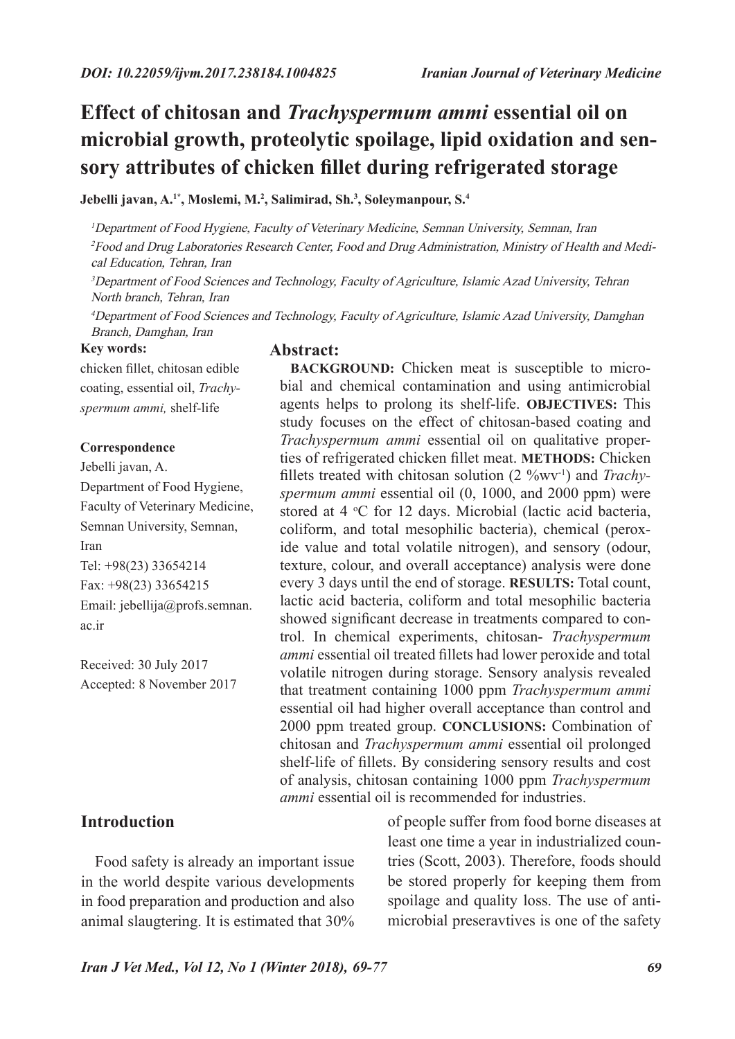DOI: 10.22059/ijvm.2017.238184.1004825

# Effect of chitosan and *Trachyspermum ammi* essential oil on microbial growth, proteolytic spoilage, lipid oxidation and sensory attributes of chicken fillet during refrigerated storage

**Jebelli javan, A.[1*], Moslemi, M.[2], Salimirad, Sh.[3], Soleymanpour, S.[4]**

[1] *Department of Food Hygiene, Faculty of Veterinary Medicine, Semnan University, Semnan, Iran*

[2] *Food and Drug Laboratories Research Center, Food and Drug Administration, Ministry of Health and Medical Education, Tehran, Iran*

[3] *Department of Food Sciences and Technology, Faculty of Agriculture, Islamic Azad University, Tehran North branch, Tehran, Iran*

[4] *Department of Food Sciences and Technology, Faculty of Agriculture, Islamic Azad University, Damghan Branch, Damghan, Iran*

**Key words:**

chicken fillet, chitosan edible coating, essential oil, *Trachyspermum ammi,* shelf-life

**Correspondence**

Jebelli javan, A.
Department of Food Hygiene, Faculty of Veterinary Medicine, Semnan University, Semnan, Iran
Tel: +98(23) 33654214
Fax: +98(23) 33654215
Email: jebellija@profs.semnan.ac.ir

Received: 30 July 2017
Accepted: 8 November 2017

## Abstract:

**BACKGROUND:** Chicken meat is susceptible to microbial and chemical contamination and using antimicrobial agents helps to prolong its shelf-life. **OBJECTIVES:** This study focuses on the effect of chitosan-based coating and *Trachyspermum ammi* essential oil on qualitative properties of refrigerated chicken fillet meat. **METHODS:** Chicken fillets treated with chitosan solution (2 $\%wv^{-1}$) and *Trachyspermum ammi* essential oil (0, 1000, and 2000 ppm) were stored at 4 $^{o}$C for 12 days. Microbial (lactic acid bacteria, coliform, and total mesophilic bacteria), chemical (peroxide value and total volatile nitrogen), and sensory (odour, texture, colour, and overall acceptance) analysis were done every 3 days until the end of storage. **RESULTS:** Total count, lactic acid bacteria, coliform and total mesophilic bacteria showed significant decrease in treatments compared to control. In chemical experiments, chitosan- *Trachyspermum ammi* essential oil treated fillets had lower peroxide and total volatile nitrogen during storage. Sensory analysis revealed that treatment containing 1000 ppm *Trachyspermum ammi* essential oil had higher overall acceptance than control and 2000 ppm treated group. **CONCLUSIONS:** Combination of chitosan and *Trachyspermum ammi* essential oil prolonged shelf-life of fillets. By considering sensory results and cost of analysis, chitosan containing 1000 ppm *Trachyspermum ammi* essential oil is recommended for industries.

## Introduction

Food safety is already an important issue in the world despite various developments in food preparation and production and also animal slaugtering. It is estimated that 30% of people suffer from food borne diseases at least one time a year in industrialized countries (Scott, 2003). Therefore, foods should be stored properly for keeping them from spoilage and quality loss. The use of antimicrobial preseravtives is one of the safety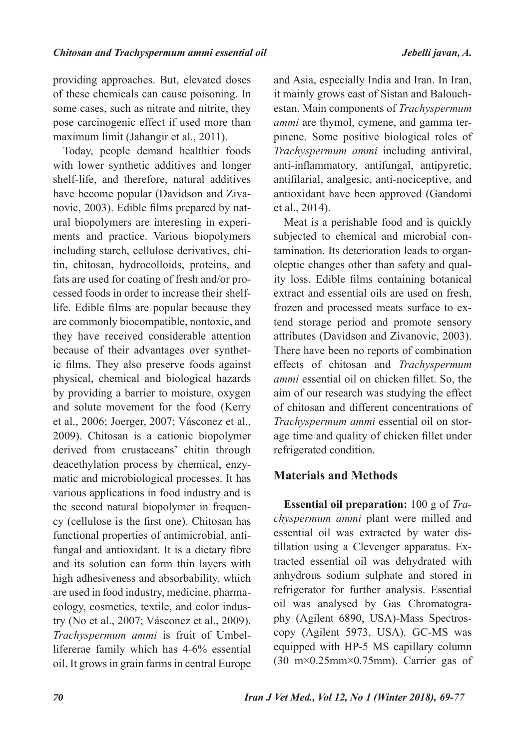providing approaches. But, elevated doses of these chemicals can cause poisoning. In some cases, such as nitrate and nitrite, they pose carcinogenic effect if used more than maximum limit (Jahangir et al., 2011).

Today, people demand healthier foods with lower synthetic additives and longer shelf-life, and therefore, natural additives have become popular (Davidson and Zivanovic, 2003). Edible films prepared by natural biopolymers are interesting in experiments and practice. Various biopolymers including starch, cellulose derivatives, chitin, chitosan, hydrocolloids, proteins, and fats are used for coating of fresh and/or processed foods in order to increase their shelf-life. Edible films are popular because they are commonly biocompatible, nontoxic, and they have received considerable attention because of their advantages over synthetic films. They also preserve foods against physical, chemical and biological hazards by providing a barrier to moisture, oxygen and solute movement for the food (Kerry et al., 2006; Joerger, 2007; Vásconez et al., 2009). Chitosan is a cationic biopolymer derived from crustaceans' chitin through deacethylation process by chemical, enzymatic and microbiological processes. It has various applications in food industry and is the second natural biopolymer in frequency (cellulose is the first one). Chitosan has functional properties of antimicrobial, antifungal and antioxidant. It is a dietary fibre and its solution can form thin layers with high adhesiveness and absorbability, which are used in food industry, medicine, pharmacology, cosmetics, textile, and color industry (No et al., 2007; Vásconez et al., 2009). *Trachyspermum ammi* is fruit of Umbellifererae family which has 4-6% essential oil. It grows in grain farms in central Europe and Asia, especially India and Iran. In Iran, it mainly grows east of Sistan and Balouchestan. Main components of *Trachyspermum ammi* are thymol, cymene, and gamma terpinene. Some positive biological roles of *Trachyspermum ammi* including antiviral, anti-inflammatory, antifungal, antipyretic, antifilarial, analgesic, anti-nociceptive, and antioxidant have been approved (Gandomi et al., 2014).

Meat is a perishable food and is quickly subjected to chemical and microbial contamination. Its deterioration leads to organoleptic changes other than safety and quality loss. Edible films containing botanical extract and essential oils are used on fresh, frozen and processed meats surface to extend storage period and promote sensory attributes (Davidson and Zivanovic, 2003). There have been no reports of combination effects of chitosan and *Trachyspermum ammi* essential oil on chicken fillet. So, the aim of our research was studying the effect of chitosan and different concentrations of *Trachyspermum ammi* essential oil on storage time and quality of chicken fillet under refrigerated condition.

## Materials and Methods

**Essential oil preparation:** 100 g of *Trachyspermum ammi* plant were milled and essential oil was extracted by water distillation using a Clevenger apparatus. Extracted essential oil was dehydrated with anhydrous sodium sulphate and stored in refrigerator for further analysis. Essential oil was analysed by Gas Chromatography (Agilent 6890, USA)-Mass Spectroscopy (Agilent 5973, USA). GC-MS was equipped with HP-5 MS capillary column (30 m×0.25mm×0.75mm). Carrier gas of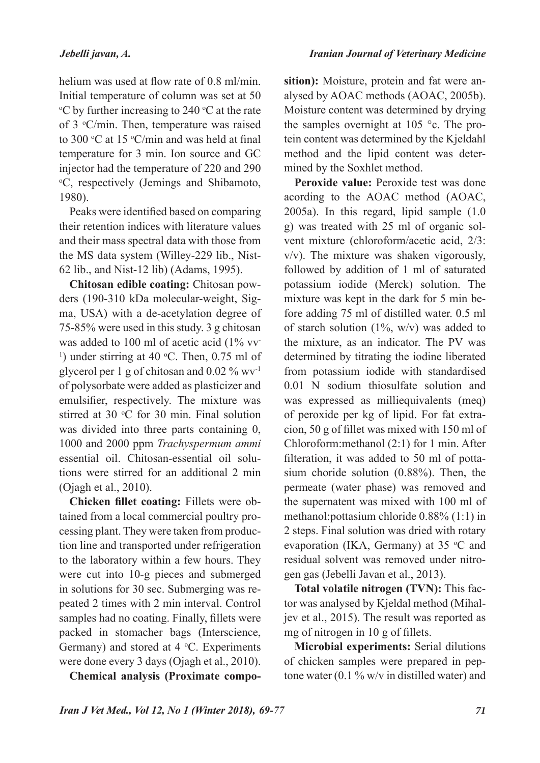helium was used at flow rate of 0.8 ml/min. Initial temperature of column was set at 50 °C by further increasing to 240 °C at the rate of 3 °C/min. Then, temperature was raised to 300 °C at 15 °C/min and was held at final temperature for 3 min. Ion source and GC injector had the temperature of 220 and 290 °C, respectively (Jemings and Shibamoto, 1980).

Peaks were identified based on comparing their retention indices with literature values and their mass spectral data with those from the MS data system (Willey-229 lib., Nist-62 lib., and Nist-12 lib) (Adams, 1995).

**Chitosan edible coating:** Chitosan powders (190-310 kDa molecular-weight, Sigma, USA) with a de-acetylation degree of 75-85% were used in this study. 3 g chitosan was added to 100 ml of acetic acid (1% $vv^{-1}$) under stirring at 40 °C. Then, 0.75 ml of glycerol per 1 g of chitosan and 0.02 % $wv^{-1}$ of polysorbate were added as plasticizer and emulsifier, respectively. The mixture was stirred at 30 °C for 30 min. Final solution was divided into three parts containing 0, 1000 and 2000 ppm *Trachyspermum ammi* essential oil. Chitosan-essential oil solutions were stirred for an additional 2 min (Ojagh et al., 2010).

**Chicken fillet coating:** Fillets were obtained from a local commercial poultry processing plant. They were taken from production line and transported under refrigeration to the laboratory within a few hours. They were cut into 10-g pieces and submerged in solutions for 30 sec. Submerging was repeated 2 times with 2 min interval. Control samples had no coating. Finally, fillets were packed in stomacher bags (Interscience, Germany) and stored at 4 °C. Experiments were done every 3 days (Ojagh et al., 2010).

**Chemical analysis (Proximate composition):** Moisture, protein and fat were analysed by AOAC methods (AOAC, 2005b). Moisture content was determined by drying the samples overnight at 105 °c. The protein content was determined by the Kjeldahl method and the lipid content was determined by the Soxhlet method.

**Peroxide value:** Peroxide test was done acording to the AOAC method (AOAC, 2005a). In this regard, lipid sample (1.0 g) was treated with 25 ml of organic solvent mixture (chloroform/acetic acid, 2/3: v/v). The mixture was shaken vigorously, followed by addition of 1 ml of saturated potassium iodide (Merck) solution. The mixture was kept in the dark for 5 min before adding 75 ml of distilled water. 0.5 ml of starch solution (1%, w/v) was added to the mixture, as an indicator. The PV was determined by titrating the iodine liberated from potassium iodide with standardised 0.01 N sodium thiosulfate solution and was expressed as milliequivalents (meq) of peroxide per kg of lipid. For fat extracion, 50 g of fillet was mixed with 150 ml of Chloroform:methanol (2:1) for 1 min. After filteration, it was added to 50 ml of pottasium choride solution (0.88%). Then, the permeate (water phase) was removed and the supernatent was mixed with 100 ml of methanol:pottasium chloride 0.88% (1:1) in 2 steps. Final solution was dried with rotary evaporation (IKA, Germany) at 35 °C and residual solvent was removed under nitrogen gas (Jebelli Javan et al., 2013).

**Total volatile nitrogen (TVN):** This factor was analysed by Kjeldal method (Mihaljev et al., 2015). The result was reported as mg of nitrogen in 10 g of fillets.

**Microbial experiments:** Serial dilutions of chicken samples were prepared in peptone water (0.1 % w/v in distilled water) and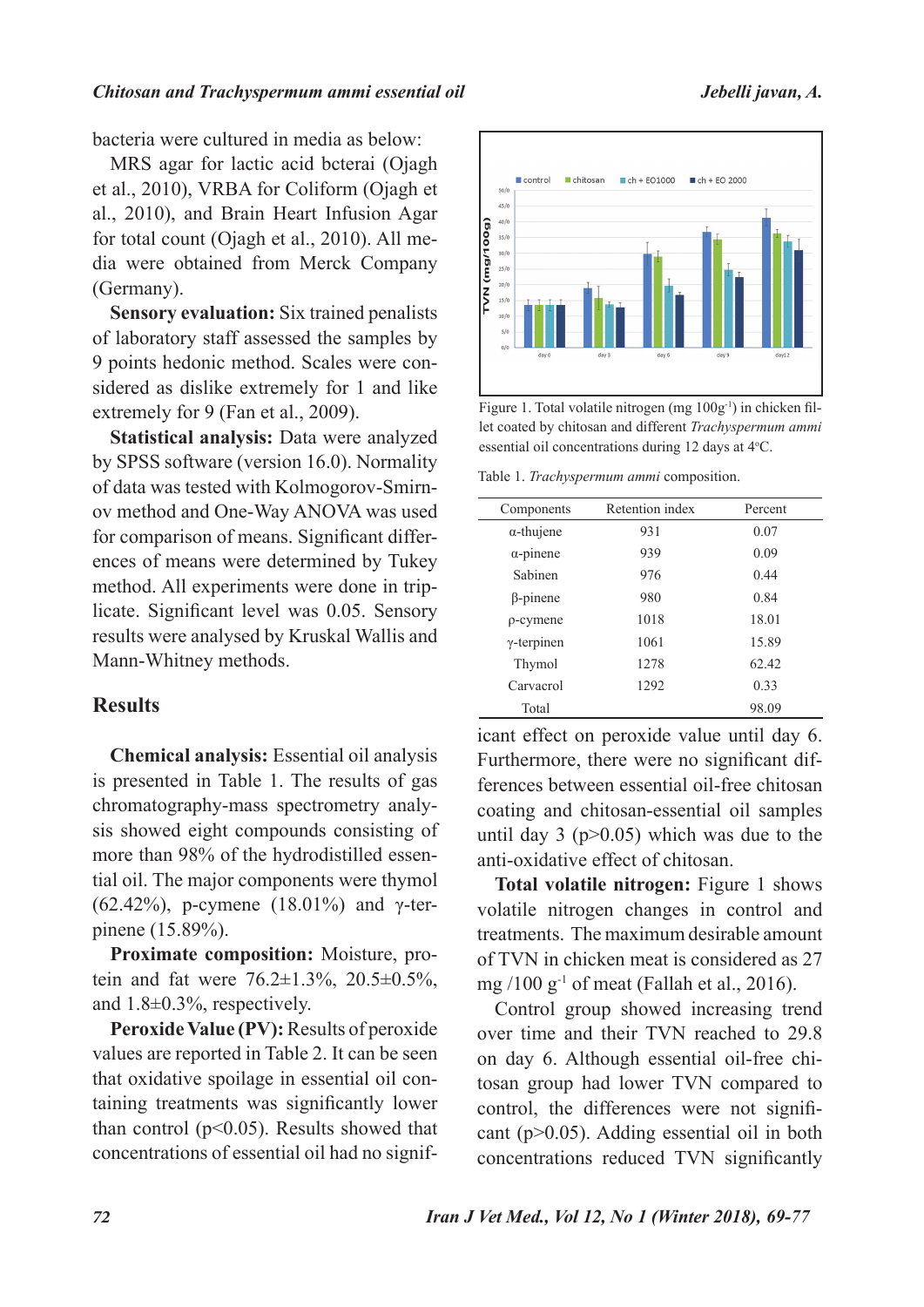bacteria were cultured in media as below:

MRS agar for lactic acid bcterai (Ojagh et al., 2010), VRBA for Coliform (Ojagh et al., 2010), and Brain Heart Infusion Agar for total count (Ojagh et al., 2010). All media were obtained from Merck Company (Germany).

**Sensory evaluation:** Six trained penalists of laboratory staff assessed the samples by 9 points hedonic method. Scales were considered as dislike extremely for 1 and like extremely for 9 (Fan et al., 2009).

**Statistical analysis:** Data were analyzed by SPSS software (version 16.0). Normality of data was tested with Kolmogorov-Smirnov method and One-Way ANOVA was used for comparison of means. Significant differences of means were determined by Tukey method. All experiments were done in triplicate. Significant level was 0.05. Sensory results were analysed by Kruskal Wallis and Mann-Whitney methods.

## Results

**Chemical analysis:** Essential oil analysis is presented in Table 1. The results of gas chromatography-mass spectrometry analysis showed eight compounds consisting of more than 98% of the hydrodistilled essential oil. The major components were thymol (62.42%), p-cymene (18.01%) and γ-terpinene (15.89%).

**Proximate composition:** Moisture, protein and fat were 76.2±1.3%, 20.5±0.5%, and 1.8±0.3%, respectively.

**Peroxide Value (PV):** Results of peroxide values are reported in Table 2. It can be seen that oxidative spoilage in essential oil containing treatments was significantly lower than control ($p<0.05$). Results showed that concentrations of essential oil had no significant effect on peroxide value until day 6. Furthermore, there were no significant differences between essential oil-free chitosan coating and chitosan-essential oil samples until day 3 ($p>0.05$) which was due to the anti-oxidative effect of chitosan.

Figure 1. Total volatile nitrogen (mg $100g^{-1}$) in chicken fillet coated by chitosan and different *Trachyspermum ammi* essential oil concentrations during 12 days at 4°C.

Table 1. *Trachyspermum ammi* composition.

| Components | Retention index | Percent |
|---|---|---|
| α-thujene | 931 | 0.07 |
| α-pinene | 939 | 0.09 |
| Sabinen | 976 | 0.44 |
| β-pinene | 980 | 0.84 |
| ρ-cymene | 1018 | 18.01 |
| γ-terpinen | 1061 | 15.89 |
| Thymol | 1278 | 62.42 |
| Carvacrol | 1292 | 0.33 |
| Total | | 98.09 |

**Total volatile nitrogen:** Figure 1 shows volatile nitrogen changes in control and treatments. The maximum desirable amount of TVN in chicken meat is considered as 27 mg /100 $g^{-1}$ of meat (Fallah et al., 2016).

Control group showed increasing trend over time and their TVN reached to 29.8 on day 6. Although essential oil-free chitosan group had lower TVN compared to control, the differences were not significant ($p>0.05$). Adding essential oil in both concentrations reduced TVN significantly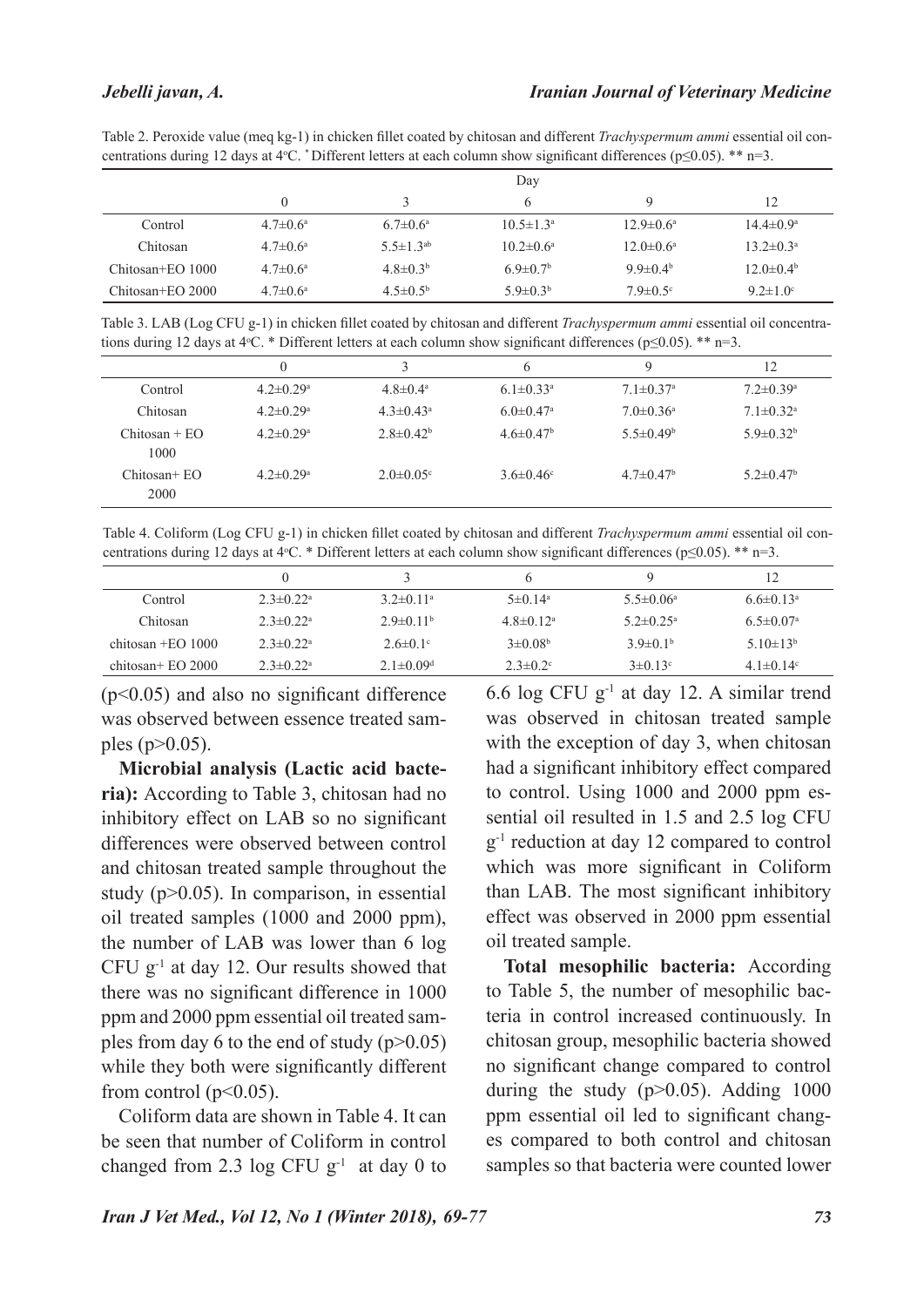Table 2. Peroxide value (meq kg-1) in chicken fillet coated by chitosan and different *Trachyspermum ammi* essential oil concentrations during 12 days at 4°C. * Different letters at each column show significant differences (p≤0.05). ** n=3.

| | Day | | | | |
|---|---|---|---|---|---|
| | 0 | 3 | 6 | 9 | 12 |
| Control | 4.7±0.6[a] | 6.7±0.6[a] | 10.5±1.3[a] | 12.9±0.6[a] | 14.4±0.9[a] |
| Chitosan | 4.7±0.6[a] | 5.5±1.3[ab] | 10.2±0.6[a] | 12.0±0.6[a] | 13.2±0.3[a] |
| Chitosan+EO 1000 | 4.7±0.6[a] | 4.8±0.3[b] | 6.9±0.7[b] | 9.9±0.4[b] | 12.0±0.4[b] |
| Chitosan+EO 2000 | 4.7±0.6[a] | 4.5±0.5[b] | 5.9±0.3[b] | 7.9±0.5[c] | 9.2±1.0[c] |

Table 3. LAB (Log CFU g-1) in chicken fillet coated by chitosan and different *Trachyspermum ammi* essential oil concentrations during 12 days at 4°C. * Different letters at each column show significant differences (p≤0.05). ** n=3.

| | 0 | 3 | 6 | 9 | 12 |
|---|---|---|---|---|---|
| Control | 4.2±0.29[a] | 4.8±0.4[a] | 6.1±0.33[a] | 7.1±0.37[a] | 7.2±0.39[a] |
| Chitosan | 4.2±0.29[a] | 4.3±0.43[a] | 6.0±0.47[a] | 7.0±0.36[a] | 7.1±0.32[a] |
| Chitosan + EO 1000 | 4.2±0.29[a] | 2.8±0.42[b] | 4.6±0.47[b] | 5.5±0.49[b] | 5.9±0.32[b] |
| Chitosan+ EO 2000 | 4.2±0.29[a] | 2.0±0.05[c] | 3.6±0.46[c] | 4.7±0.47[b] | 5.2±0.47[b] |

Table 4. Coliform (Log CFU g-1) in chicken fillet coated by chitosan and different *Trachyspermum ammi* essential oil concentrations during 12 days at 4°C. * Different letters at each column show significant differences (p≤0.05). ** n=3.

| | 0 | 3 | 6 | 9 | 12 |
|---|---|---|---|---|---|
| Control | 2.3±0.22[a] | 3.2±0.11[a] | 5±0.14[a] | 5.5±0.06[a] | 6.6±0.13[a] |
| Chitosan | 2.3±0.22[a] | 2.9±0.11[b] | 4.8±0.12[a] | 5.2±0.25[a] | 6.5±0.07[a] |
| chitosan +EO 1000 | 2.3±0.22[a] | 2.6±0.1[c] | 3±0.08[b] | 3.9±0.1[b] | 5.10±13[b] |
| chitosan+ EO 2000 | 2.3±0.22[a] | 2.1±0.09[d] | 2.3±0.2[c] | 3±0.13[c] | 4.1±0.14[c] |

($p<0.05$) and also no significant difference was observed between essence treated samples ($p>0.05$).

**Microbial analysis (Lactic acid bacteria):** According to Table 3, chitosan had no inhibitory effect on LAB so no significant differences were observed between control and chitosan treated sample throughout the study ($p>0.05$). In comparison, in essential oil treated samples (1000 and 2000 ppm), the number of LAB was lower than 6 log CFU $g^{-1}$ at day 12. Our results showed that there was no significant difference in 1000 ppm and 2000 ppm essential oil treated samples from day 6 to the end of study ($p>0.05$) while they both were significantly different from control ($p<0.05$).

Coliform data are shown in Table 4. It can be seen that number of Coliform in control changed from 2.3 log CFU $g^{-1}$ at day 0 to 6.6 log CFU $g^{-1}$ at day 12. A similar trend was observed in chitosan treated sample with the exception of day 3, when chitosan had a significant inhibitory effect compared to control. Using 1000 and 2000 ppm essential oil resulted in 1.5 and 2.5 log CFU $g^{-1}$ reduction at day 12 compared to control which was more significant in Coliform than LAB. The most significant inhibitory effect was observed in 2000 ppm essential oil treated sample.

**Total mesophilic bacteria:** According to Table 5, the number of mesophilic bacteria in control increased continuously. In chitosan group, mesophilic bacteria showed no significant change compared to control during the study ($p>0.05$). Adding 1000 ppm essential oil led to significant changes compared to both control and chitosan samples so that bacteria were counted lower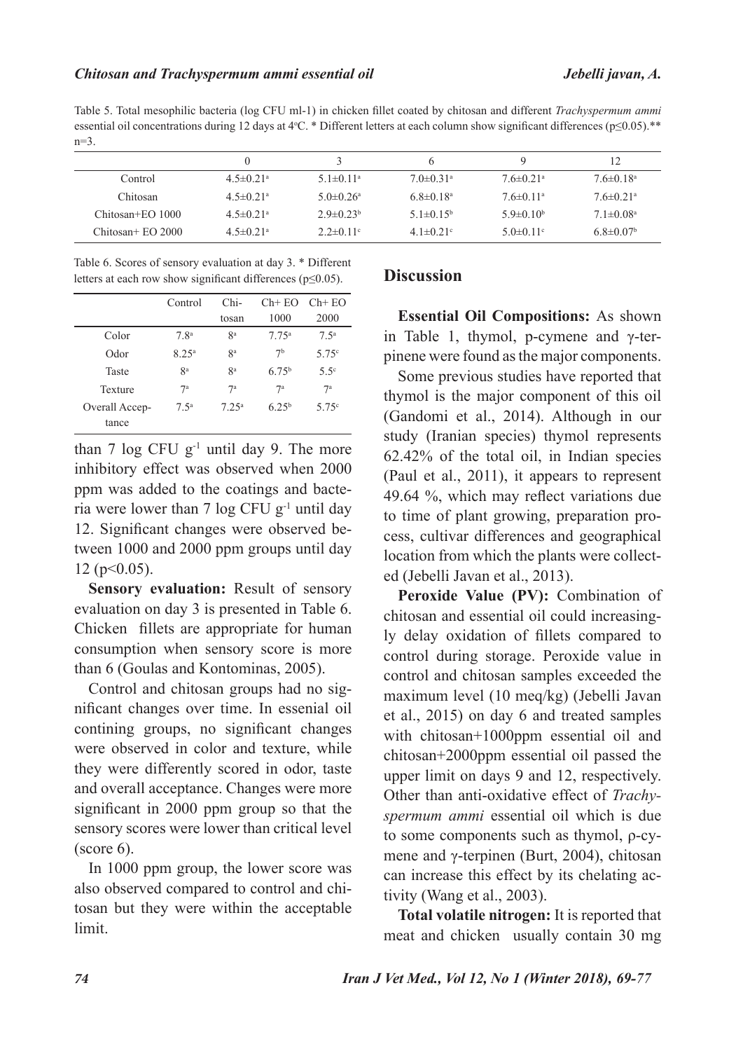Table 5. Total mesophilic bacteria (log CFU ml-1) in chicken fillet coated by chitosan and different *Trachyspermum ammi* essential oil concentrations during 12 days at 4°C. * Different letters at each column show significant differences (p≤0.05).** n=3.

| | 0 | 3 | 6 | 9 | 12 |
|---|---|---|---|---|---|
| Control | 4.5±0.21$^{a}$ | 5.1±0.11$^{a}$ | 7.0±0.31$^{a}$ | 7.6±0.21$^{a}$ | 7.6±0.18$^{a}$ |
| Chitosan | 4.5±0.21$^{a}$ | 5.0±0.26$^{a}$ | 6.8±0.18$^{a}$ | 7.6±0.11$^{a}$ | 7.6±0.21$^{a}$ |
| Chitosan+EO 1000 | 4.5±0.21$^{a}$ | 2.9±0.23$^{b}$ | 5.1±0.15$^{b}$ | 5.9±0.10$^{b}$ | 7.1±0.08$^{a}$ |
| Chitosan+ EO 2000 | 4.5±0.21$^{a}$ | 2.2±0.11$^{c}$ | 4.1±0.21$^{c}$ | 5.0±0.11$^{c}$ | 6.8±0.07$^{b}$ |

Table 6. Scores of sensory evaluation at day 3. * Different letters at each row show significant differences (p≤0.05).

| | Control | Chitosan | Ch+ EO 1000 | Ch+ EO 2000 |
|---|---|---|---|---|
| Color | 7.8$^{a}$ | 8$^{a}$ | 7.75$^{a}$ | 7.5$^{a}$ |
| Odor | 8.25$^{a}$ | 8$^{a}$ | 7$^{b}$ | 5.75$^{c}$ |
| Taste | 8$^{a}$ | 8$^{a}$ | 6.75$^{b}$ | 5.5$^{c}$ |
| Texture | 7$^{a}$ | 7$^{a}$ | 7$^{a}$ | 7$^{a}$ |
| Overall Acceptance | 7.5$^{a}$ | 7.25$^{a}$ | 6.25$^{b}$ | 5.75$^{c}$ |

than 7 log CFU $g^{-1}$ until day 9. The more inhibitory effect was observed when 2000 ppm was added to the coatings and bacteria were lower than 7 log CFU $g^{-1}$ until day 12. Significant changes were observed between 1000 and 2000 ppm groups until day 12 ($p<0.05$).

**Sensory evaluation:** Result of sensory evaluation on day 3 is presented in Table 6. Chicken fillets are appropriate for human consumption when sensory score is more than 6 (Goulas and Kontominas, 2005).

Control and chitosan groups had no significant changes over time. In essenial oil contining groups, no significant changes were observed in color and texture, while they were differently scored in odor, taste and overall acceptance. Changes were more significant in 2000 ppm group so that the sensory scores were lower than critical level (score 6).

In 1000 ppm group, the lower score was also observed compared to control and chitosan but they were within the acceptable limit.

## Discussion

**Essential Oil Compositions:** As shown in Table 1, thymol, p-cymene and γ-terpinene were found as the major components.

Some previous studies have reported that thymol is the major component of this oil (Gandomi et al., 2014). Although in our study (Iranian species) thymol represents 62.42% of the total oil, in Indian species (Paul et al., 2011), it appears to represent 49.64 %, which may reflect variations due to time of plant growing, preparation process, cultivar differences and geographical location from which the plants were collected (Jebelli Javan et al., 2013).

**Peroxide Value (PV):** Combination of chitosan and essential oil could increasingly delay oxidation of fillets compared to control during storage. Peroxide value in control and chitosan samples exceeded the maximum level (10 meq/kg) (Jebelli Javan et al., 2015) on day 6 and treated samples with chitosan+1000ppm essential oil and chitosan+2000ppm essential oil passed the upper limit on days 9 and 12, respectively. Other than anti-oxidative effect of *Trachyspermum ammi* essential oil which is due to some components such as thymol, ρ-cymene and γ-terpinen (Burt, 2004), chitosan can increase this effect by its chelating activity (Wang et al., 2003).

**Total volatile nitrogen:** It is reported that meat and chicken usually contain 30 mg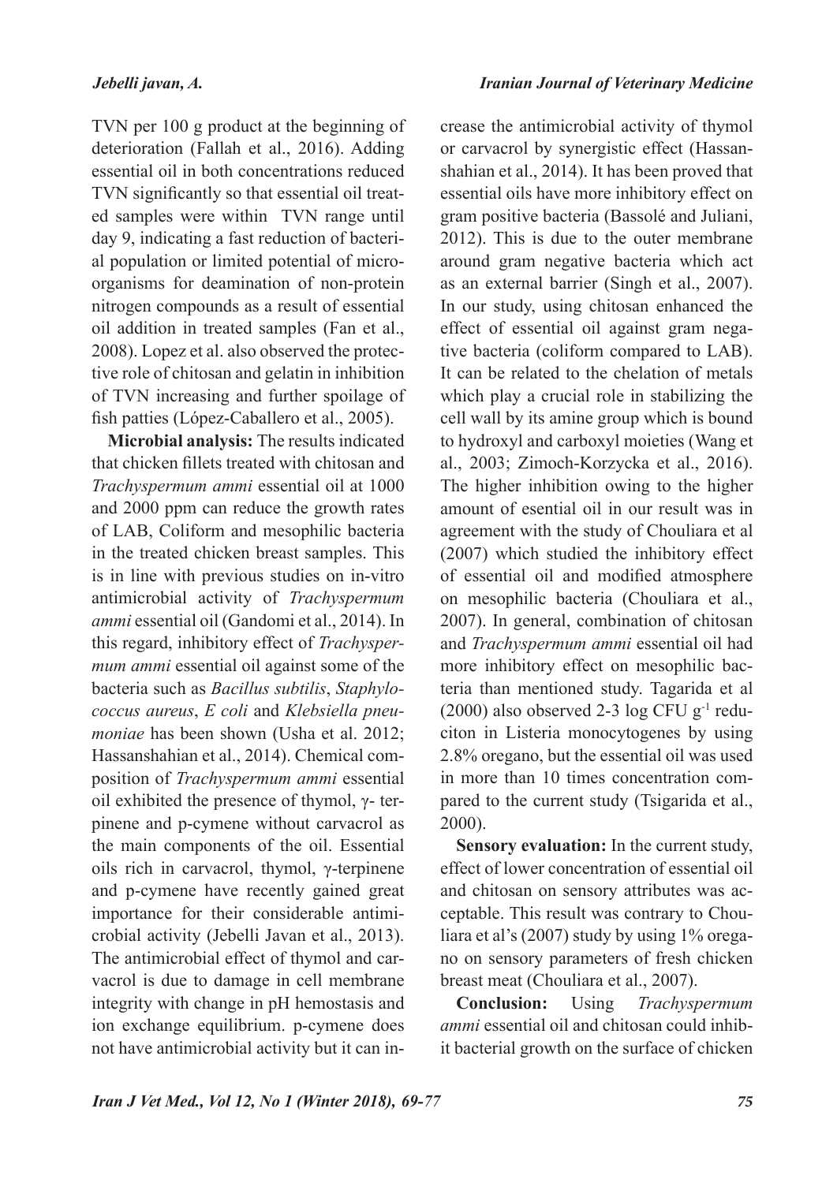TVN per 100 g product at the beginning of deterioration (Fallah et al., 2016). Adding essential oil in both concentrations reduced TVN significantly so that essential oil treated samples were within TVN range until day 9, indicating a fast reduction of bacterial population or limited potential of microorganisms for deamination of non-protein nitrogen compounds as a result of essential oil addition in treated samples (Fan et al., 2008). Lopez et al. also observed the protective role of chitosan and gelatin in inhibition of TVN increasing and further spoilage of fish patties (López-Caballero et al., 2005).

**Microbial analysis:** The results indicated that chicken fillets treated with chitosan and *Trachyspermum ammi* essential oil at 1000 and 2000 ppm can reduce the growth rates of LAB, Coliform and mesophilic bacteria in the treated chicken breast samples. This is in line with previous studies on in-vitro antimicrobial activity of *Trachyspermum ammi* essential oil (Gandomi et al., 2014). In this regard, inhibitory effect of *Trachyspermum ammi* essential oil against some of the bacteria such as *Bacillus subtilis*, *Staphylococcus aureus*, *E coli* and *Klebsiella pneumoniae* has been shown (Usha et al. 2012; Hassanshahian et al., 2014). Chemical composition of *Trachyspermum ammi* essential oil exhibited the presence of thymol, γ- terpinene and p-cymene without carvacrol as the main components of the oil. Essential oils rich in carvacrol, thymol, γ-terpinene and p-cymene have recently gained great importance for their considerable antimicrobial activity (Jebelli Javan et al., 2013). The antimicrobial effect of thymol and carvacrol is due to damage in cell membrane integrity with change in pH hemostasis and ion exchange equilibrium. p-cymene does not have antimicrobial activity but it can increase the antimicrobial activity of thymol or carvacrol by synergistic effect (Hassanshahian et al., 2014). It has been proved that essential oils have more inhibitory effect on gram positive bacteria (Bassolé and Juliani, 2012). This is due to the outer membrane around gram negative bacteria which act as an external barrier (Singh et al., 2007). In our study, using chitosan enhanced the effect of essential oil against gram negative bacteria (coliform compared to LAB). It can be related to the chelation of metals which play a crucial role in stabilizing the cell wall by its amine group which is bound to hydroxyl and carboxyl moieties (Wang et al., 2003; Zimoch-Korzycka et al., 2016). The higher inhibition owing to the higher amount of esential oil in our result was in agreement with the study of Chouliara et al (2007) which studied the inhibitory effect of essential oil and modified atmosphere on mesophilic bacteria (Chouliara et al., 2007). In general, combination of chitosan and *Trachyspermum ammi* essential oil had more inhibitory effect on mesophilic bacteria than mentioned study. Tagarida et al (2000) also observed 2-3 log CFU $g^{-1}$ reduciton in Listeria monocytogenes by using 2.8% oregano, but the essential oil was used in more than 10 times concentration compared to the current study (Tsigarida et al., 2000).

**Sensory evaluation:** In the current study, effect of lower concentration of essential oil and chitosan on sensory attributes was acceptable. This result was contrary to Chouliara et al's (2007) study by using 1% oregano on sensory parameters of fresh chicken breast meat (Chouliara et al., 2007).

**Conclusion:** Using *Trachyspermum ammi* essential oil and chitosan could inhibit bacterial growth on the surface of chicken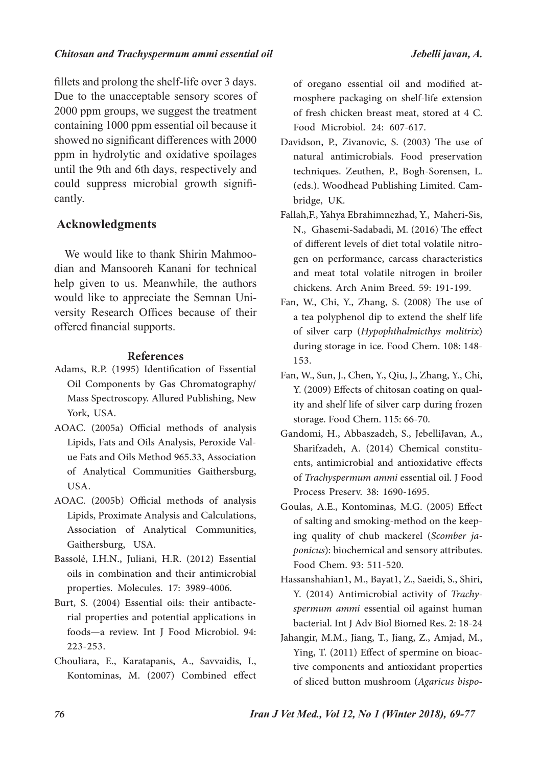fillets and prolong the shelf-life over 3 days. Due to the unacceptable sensory scores of 2000 ppm groups, we suggest the treatment containing 1000 ppm essential oil because it showed no significant differences with 2000 ppm in hydrolytic and oxidative spoilages until the 9th and 6th days, respectively and could suppress microbial growth significantly.

## Acknowledgments

We would like to thank Shirin Mahmoodian and Mansooreh Kanani for technical help given to us. Meanwhile, the authors would like to appreciate the Semnan University Research Offices because of their offered financial supports.

## References

Adams, R.P. (1995) Identification of Essential Oil Components by Gas Chromatography/ Mass Spectroscopy. Allured Publishing, New York, USA.

AOAC. (2005a) Official methods of analysis Lipids, Fats and Oils Analysis, Peroxide Value Fats and Oils Method 965.33, Association of Analytical Communities Gaithersburg, USA.

AOAC. (2005b) Official methods of analysis Lipids, Proximate Analysis and Calculations, Association of Analytical Communities, Gaithersburg, USA.

Bassolé, I.H.N., Juliani, H.R. (2012) Essential oils in combination and their antimicrobial properties. Molecules. 17: 3989-4006.

Burt, S. (2004) Essential oils: their antibacterial properties and potential applications in foods—a review. Int J Food Microbiol. 94: 223-253.

Chouliara, E., Karatapanis, A., Savvaidis, I., Kontominas, M. (2007) Combined effect of oregano essential oil and modified atmosphere packaging on shelf-life extension of fresh chicken breast meat, stored at 4 C. Food Microbiol. 24: 607-617.

Davidson, P., Zivanovic, S. (2003) The use of natural antimicrobials. Food preservation techniques. Zeuthen, P., Bogh-Sorensen, L. (eds.). Woodhead Publishing Limited. Cambridge, UK.

Fallah,F., Yahya Ebrahimnezhad, Y., Maheri-Sis, N., Ghasemi-Sadabadi, M. (2016) The effect of different levels of diet total volatile nitrogen on performance, carcass characteristics and meat total volatile nitrogen in broiler chickens. Arch Anim Breed. 59: 191-199.

Fan, W., Chi, Y., Zhang, S. (2008) The use of a tea polyphenol dip to extend the shelf life of silver carp (*Hypophthalmicthys molitrix*) during storage in ice. Food Chem. 108: 148-153.

Fan, W., Sun, J., Chen, Y., Qiu, J., Zhang, Y., Chi, Y. (2009) Effects of chitosan coating on quality and shelf life of silver carp during frozen storage. Food Chem. 115: 66-70.

Gandomi, H., Abbaszadeh, S., JebelliJavan, A., Sharifzadeh, A. (2014) Chemical constituents, antimicrobial and antioxidative effects of *Trachyspermum ammi* essential oil. J Food Process Preserv. 38: 1690-1695.

Goulas, A.E., Kontominas, M.G. (2005) Effect of salting and smoking-method on the keeping quality of chub mackerel (*Scomber japonicus*): biochemical and sensory attributes. Food Chem. 93: 511-520.

Hassanshahian1, M., Bayat1, Z., Saeidi, S., Shiri, Y. (2014) Antimicrobial activity of *Trachyspermum ammi* essential oil against human bacterial. Int J Adv Biol Biomed Res. 2: 18-24

Jahangir, M.M., Jiang, T., Jiang, Z., Amjad, M., Ying, T. (2011) Effect of spermine on bioactive components and antioxidant properties of sliced button mushroom (*Agaricus bispo-*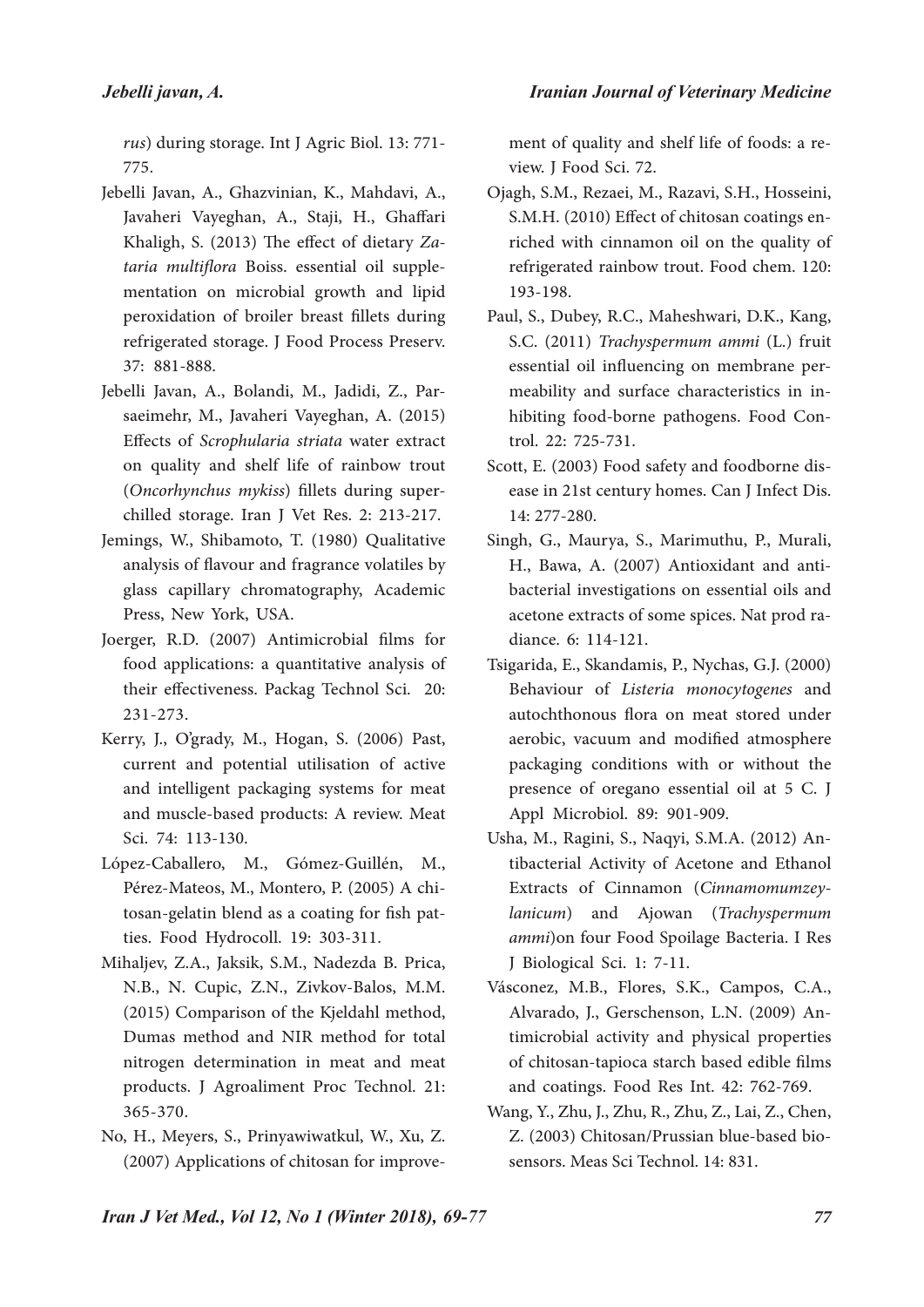*rus*) during storage. Int J Agric Biol. 13: 771-775.

Jebelli Javan, A., Ghazvinian, K., Mahdavi, A., Javaheri Vayeghan, A., Staji, H., Ghaffari Khaligh, S. (2013) The effect of dietary *Zataria multiflora* Boiss. essential oil supplementation on microbial growth and lipid peroxidation of broiler breast fillets during refrigerated storage. J Food Process Preserv. 37: 881-888.

Jebelli Javan, A., Bolandi, M., Jadidi, Z., Parsaeimehr, M., Javaheri Vayeghan, A. (2015) Effects of *Scrophularia striata* water extract on quality and shelf life of rainbow trout (*Oncorhynchus mykiss*) fillets during superchilled storage. Iran J Vet Res. 2: 213-217.

Jemings, W., Shibamoto, T. (1980) Qualitative analysis of flavour and fragrance volatiles by glass capillary chromatography, Academic Press, New York, USA.

Joerger, R.D. (2007) Antimicrobial films for food applications: a quantitative analysis of their effectiveness. Packag Technol Sci. 20: 231-273.

Kerry, J., O'grady, M., Hogan, S. (2006) Past, current and potential utilisation of active and intelligent packaging systems for meat and muscle-based products: A review. Meat Sci. 74: 113-130.

López-Caballero, M., Gómez-Guillén, M., Pérez-Mateos, M., Montero, P. (2005) A chitosan-gelatin blend as a coating for fish patties. Food Hydrocoll. 19: 303-311.

Mihaljev, Z.A., Jaksik, S.M., Nadezda B. Prica, N.B., N. Cupic, Z.N., Zivkov-Balos, M.M. (2015) Comparison of the Kjeldahl method, Dumas method and NIR method for total nitrogen determination in meat and meat products. J Agroaliment Proc Technol. 21: 365-370.

No, H., Meyers, S., Prinyawiwatkul, W., Xu, Z. (2007) Applications of chitosan for improvement of quality and shelf life of foods: a review. J Food Sci. 72.

Ojagh, S.M., Rezaei, M., Razavi, S.H., Hosseini, S.M.H. (2010) Effect of chitosan coatings enriched with cinnamon oil on the quality of refrigerated rainbow trout. Food chem. 120: 193-198.

Paul, S., Dubey, R.C., Maheshwari, D.K., Kang, S.C. (2011) *Trachyspermum ammi* (L.) fruit essential oil influencing on membrane permeability and surface characteristics in inhibiting food-borne pathogens. Food Control. 22: 725-731.

Scott, E. (2003) Food safety and foodborne disease in 21st century homes. Can J Infect Dis. 14: 277-280.

Singh, G., Maurya, S., Marimuthu, P., Murali, H., Bawa, A. (2007) Antioxidant and antibacterial investigations on essential oils and acetone extracts of some spices. Nat prod radiance. 6: 114-121.

Tsigarida, E., Skandamis, P., Nychas, G.J. (2000) Behaviour of *Listeria monocytogenes* and autochthonous flora on meat stored under aerobic, vacuum and modified atmosphere packaging conditions with or without the presence of oregano essential oil at 5 C. J Appl Microbiol. 89: 901-909.

Usha, M., Ragini, S., Naqyi, S.M.A. (2012) Antibacterial Activity of Acetone and Ethanol Extracts of Cinnamon (*Cinnamomumzeylanicum*) and Ajowan (*Trachyspermum ammi*)on four Food Spoilage Bacteria. I Res J Biological Sci. 1: 7-11.

Vásconez, M.B., Flores, S.K., Campos, C.A., Alvarado, J., Gerschenson, L.N. (2009) Antimicrobial activity and physical properties of chitosan-tapioca starch based edible films and coatings. Food Res Int. 42: 762-769.

Wang, Y., Zhu, J., Zhu, R., Zhu, Z., Lai, Z., Chen, Z. (2003) Chitosan/Prussian blue-based biosensors. Meas Sci Technol. 14: 831.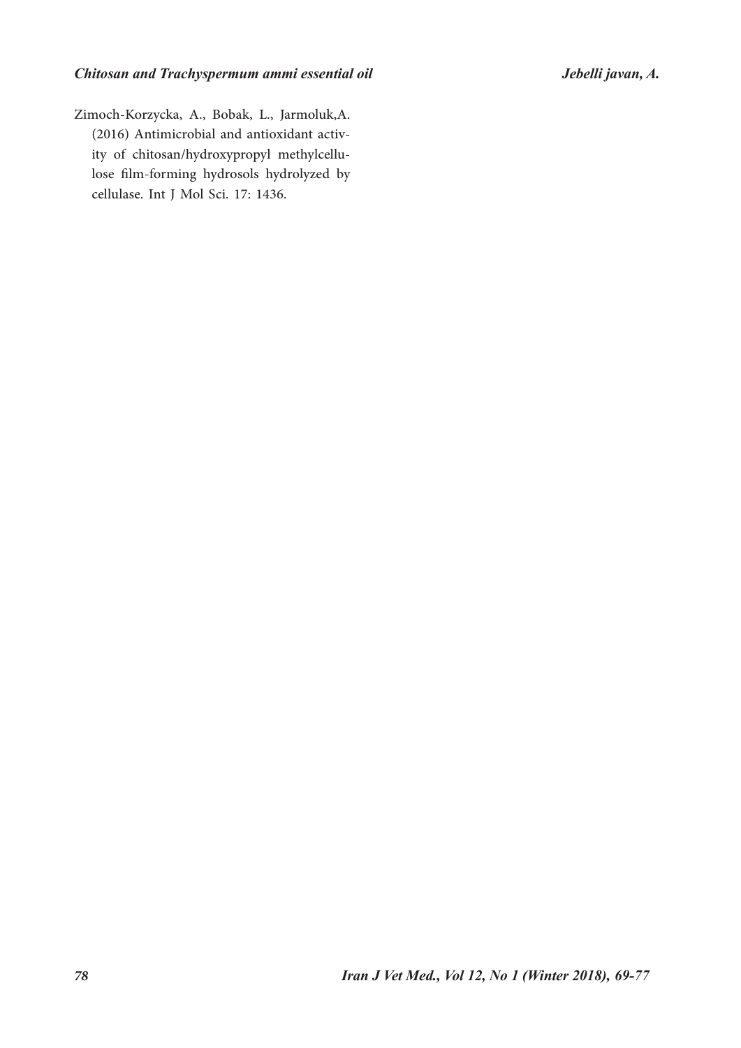Zimoch-Korzycka, A., Bobak, L., Jarmoluk,A. (2016) Antimicrobial and antioxidant activity of chitosan/hydroxypropyl methylcellulose film-forming hydrosols hydrolyzed by cellulase. Int J Mol Sci. 17: 1436.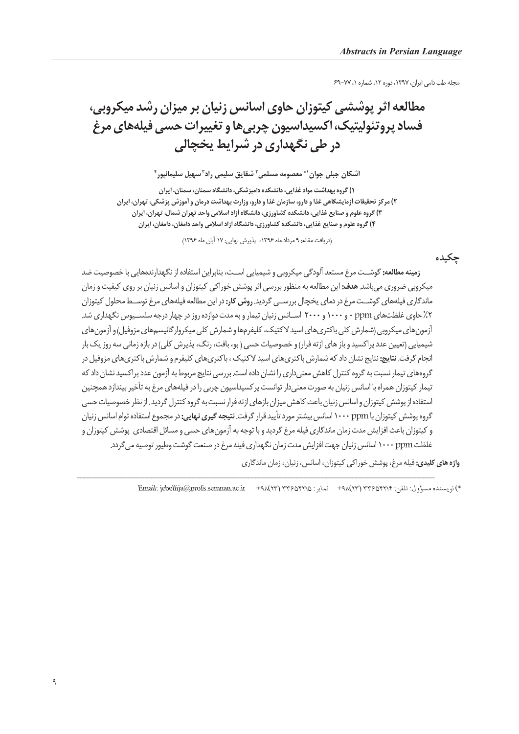# مطالعه اثر پوششی کیتوزان حاوی اسانس زنیان بر میزان رشد میکروبی، فساد پروتئولیتیک، اکسیداسیون چربی‌ها و تغییرات حسی فیله‌های مرغ در طی نگهداری در شرایط یخچالی

**اشکان جبلی جوان[1]* معصومه مسلمی[2] شقایق سلیمی راد[3] سهیل سلیمانپور[4]**

**۱) گروه بهداشت مواد غذایی، دانشکده دامپزشکی، دانشگاه سمنان، سمنان، ایران**
**۲) مرکز تحقیقات آزمایشگاهی غذا و دارو، سازمان غذا و دارو، وزارت بهداشت درمان و آموزش پزشکی، تهران، ایران**
**۳) گروه علوم و صنایع غذایی، دانشکده کشاورزی، دانشگاه آزاد اسلامی واحد تهران شمال، تهران، ایران**
**۴) گروه علوم و صنایع غذایی، دانشکده کشاورزی، دانشگاه آزاد اسلامی واحد دامغان، دامغان، ایران**

(دریافت مقاله: ۹ مرداد ماه ۱۳۹۶، پذیرش نهایی: ۱۷ آبان ماه ۱۳۹۶)

## چکیده

**زمینه مطالعه:** گوشت مرغ مستعد آلودگی میکروبی و شیمیایی است، بنابراین استفاده از نگهدارنده‌هایی با خصوصیت ضد میکروبی ضروری می‌باشد. **هدف:** این مطالعه به منظور بررسی اثر پوشش خوراکی کیتوزان و اسانس زنیان بر روی کیفیت و زمان ماندگاری فیله‌های گوشت مرغ در دمای یخچال بررسی گردید. **روش کار:** در این مطالعه فیله‌های مرغ توسط محلول کیتوزان ۲٪ حاوی غلظت‌های ppm ۰ و ۱۰۰۰ و ۲۰۰۰ اسانس زنیان تیمار و به مدت دوازده روز در چهار درجه سلسیوس نگهداری شد. آزمون‌های میکروبی (شمارش کلی باکتری‌های اسید لاکتیک، کلیفرم‌ها و شمارش کلی میکروارگانیسم‌های مزوفیل) و آزمون‌های شیمیایی (تعیین عدد پراکسید و باز های ازته فرار) و خصوصیات حسی ( بو، بافت، رنگ، پذیرش کلی) در بازه زمانی سه روز یک بار انجام گرفت. **نتایج:** نتایج نشان داد که شمارش باکتری‌های اسید لاکتیک ، باکتری‌های کلیفرم و شمارش باکتری‌های مزوفیل در گروه‌های تیمار نسبت به گروه کنترل کاهش معنی‌داری را نشان داده است. بررسی نتایج مربوط به آزمون عدد پراکسید نشان داد که تیمار کیتوزان همراه با اسانس زنیان به صورت معنی‌دار توانست پرکسیداسیون چربی را در فیله‌های مرغ به تأخیر بیندازد همچنین استفاده از پوشش کیتوزان و اسانس زنیان باعث کاهش میزان بازهای ازته فرار نسبت به گروه کنترل گردید. از نظر خصوصیات حسی گروه پوشش کیتوزان با ppm ۱۰۰۰ اسانس بیشتر مورد تأیید قرار گرفت. **نتیجه گیری نهایی:** در مجموع استفاده توام اسانس زنیان و کیتوزان باعث افزایش مدت زمان ماندگاری فیله مرغ گردید و با توجه به آزمون‌های حسی و مسائل اقتصادی پوشش کیتوزان و غلظت ppm ۱۰۰۰ اسانس زنیان جهت افزایش مدت زمان نگهداری فیله مرغ در صنعت گوشت وطیور توصیه می‌گردد.

**واژه های کلیدی:** فیله مرغ، پوشش خوراکی کیتوزان، اسانس، زنیان، زمان ماندگاری

*) نویسنده مسؤول: تلفن: ۳۳۶۵۴۲۱۴ (۲۳)۹۸+ نمابر: ۳۳۶۵۴۲۱۵ (۲۳)۹۸+ Email: jebellija@profs.semnan.ac.ir